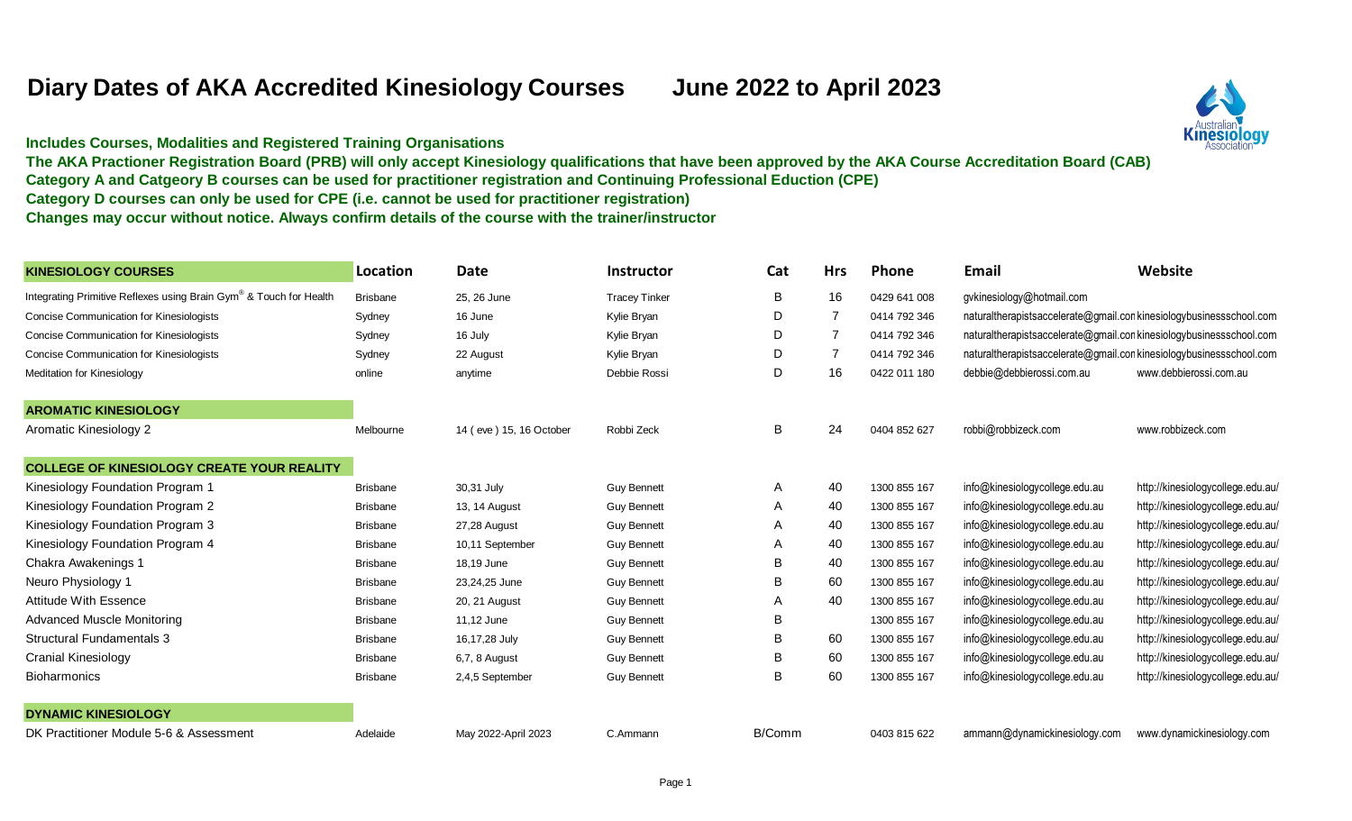# Diary Dates of AKA Accredited Kinesiology Courses June 2022 to April 2023

**Includes Courses, Modalities and Registered Training Organisations**

**The AKA Practioner Registration Board (PRB) will only accept Kinesiology qualifications that have been approved by the AKA Course Accreditation Board (CAB)**

**Category A and Catgeory B courses can be used for practitioner registration and Continuing Professional Eduction (CPE)**

**Category D courses can only be used for CPE (i.e. cannot be used for practitioner registration)**

**Changes may occur without notice. Always confirm details of the course with the trainer/instructor**

| KINESIOLOGY COURSES | Location | Date | Instructor | Cat | Hrs | Phone | Email | Website |
|---|---|---|---|---|---|---|---|---|
| Integrating Primitive Reflexes using Brain Gym® & Touch for Health | Brisbane | 25, 26 June | Tracey Tinker | B | 16 | 0429 641 008 | gvkinesiology@hotmail.com | |
| Concise Communication for Kinesiologists | Sydney | 16 June | Kylie Bryan | D | 7 | 0414 792 346 | naturaltherapistsaccelerate@gmail.con | kinesiologybusinessschool.com |
| Concise Communication for Kinesiologists | Sydney | 16 July | Kylie Bryan | D | 7 | 0414 792 346 | naturaltherapistsaccelerate@gmail.con | kinesiologybusinessschool.com |
| Concise Communication for Kinesiologists | Sydney | 22 August | Kylie Bryan | D | 7 | 0414 792 346 | naturaltherapistsaccelerate@gmail.con | kinesiologybusinessschool.com |
| Meditation for Kinesiology | online | anytime | Debbie Rossi | D | 16 | 0422 011 180 | debbie@debbierossi.com.au | www.debbierossi.com.au |
| **AROMATIC KINESIOLOGY** | | | | | | | | |
| Aromatic Kinesiology 2 | Melbourne | 14 ( eve ) 15, 16 October | Robbi Zeck | B | 24 | 0404 852 627 | robbi@robbizeck.com | www.robbizeck.com |
| **COLLEGE OF KINESIOLOGY CREATE YOUR REALITY** | | | | | | | | |
| Kinesiology Foundation Program 1 | Brisbane | 30,31 July | Guy Bennett | A | 40 | 1300 855 167 | info@kinesiologycollege.edu.au | http://kinesiologycollege.edu.au/ |
| Kinesiology Foundation Program 2 | Brisbane | 13, 14 August | Guy Bennett | A | 40 | 1300 855 167 | info@kinesiologycollege.edu.au | http://kinesiologycollege.edu.au/ |
| Kinesiology Foundation Program 3 | Brisbane | 27,28 August | Guy Bennett | A | 40 | 1300 855 167 | info@kinesiologycollege.edu.au | http://kinesiologycollege.edu.au/ |
| Kinesiology Foundation Program 4 | Brisbane | 10,11 September | Guy Bennett | A | 40 | 1300 855 167 | info@kinesiologycollege.edu.au | http://kinesiologycollege.edu.au/ |
| Chakra Awakenings 1 | Brisbane | 18,19 June | Guy Bennett | B | 40 | 1300 855 167 | info@kinesiologycollege.edu.au | http://kinesiologycollege.edu.au/ |
| Neuro Physiology 1 | Brisbane | 23,24,25 June | Guy Bennett | B | 60 | 1300 855 167 | info@kinesiologycollege.edu.au | http://kinesiologycollege.edu.au/ |
| Attitude With Essence | Brisbane | 20, 21 August | Guy Bennett | A | 40 | 1300 855 167 | info@kinesiologycollege.edu.au | http://kinesiologycollege.edu.au/ |
| Advanced Muscle Monitoring | Brisbane | 11,12 June | Guy Bennett | B | | 1300 855 167 | info@kinesiologycollege.edu.au | http://kinesiologycollege.edu.au/ |
| Structural Fundamentals 3 | Brisbane | 16,17,28 July | Guy Bennett | B | 60 | 1300 855 167 | info@kinesiologycollege.edu.au | http://kinesiologycollege.edu.au/ |
| Cranial Kinesiology | Brisbane | 6,7, 8 August | Guy Bennett | B | 60 | 1300 855 167 | info@kinesiologycollege.edu.au | http://kinesiologycollege.edu.au/ |
| Bioharmonics | Brisbane | 2,4,5 September | Guy Bennett | B | 60 | 1300 855 167 | info@kinesiologycollege.edu.au | http://kinesiologycollege.edu.au/ |
| **DYNAMIC KINESIOLOGY** | | | | | | | | |
| DK Practitioner Module 5-6 & Assessment | Adelaide | May 2022-April 2023 | C.Ammann | B/Comm | | 0403 815 622 | ammann@dynamickinesiology.com | www.dynamickinesiology.com |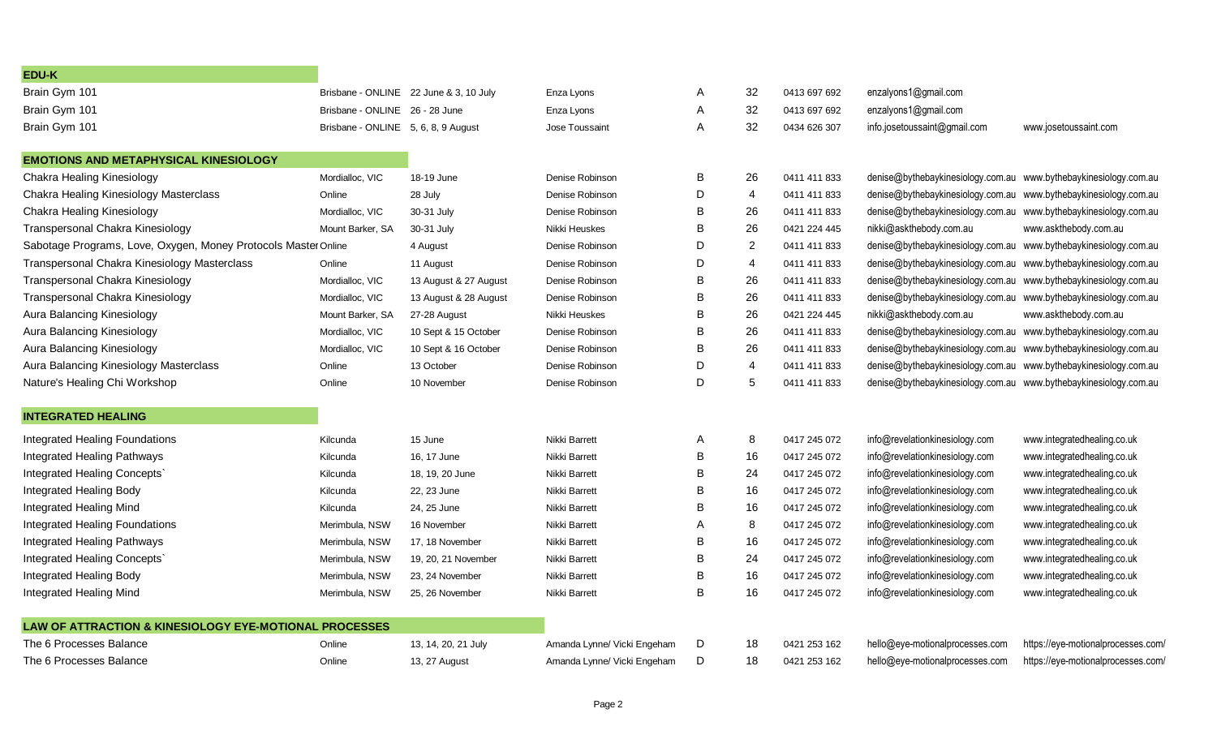| | | | | | | | | |
|---|---|---|---|---|---|---|---|---|
| **EDU-K** | | | | | | | | |
| Brain Gym 101 | Brisbane - ONLINE | 22 June & 3, 10 July | Enza Lyons | A | 32 | 0413 697 692 | enzalyons1@gmail.com | |
| Brain Gym 101 | Brisbane - ONLINE | 26 - 28 June | Enza Lyons | A | 32 | 0413 697 692 | enzalyons1@gmail.com | |
| Brain Gym 101 | Brisbane - ONLINE | 5, 6, 8, 9 August | Jose Toussaint | A | 32 | 0434 626 307 | info.josetoussaint@gmail.com | www.josetoussaint.com |
| **EMOTIONS AND METAPHYSICAL KINESIOLOGY** | | | | | | | | |
| Chakra Healing Kinesiology | Mordialloc, VIC | 18-19 June | Denise Robinson | B | 26 | 0411 411 833 | denise@bythebaykinesiology.com.au | www.bythebaykinesiology.com.au |
| Chakra Healing Kinesiology Masterclass | Online | 28 July | Denise Robinson | D | 4 | 0411 411 833 | denise@bythebaykinesiology.com.au | www.bythebaykinesiology.com.au |
| Chakra Healing Kinesiology | Mordialloc, VIC | 30-31 July | Denise Robinson | B | 26 | 0411 411 833 | denise@bythebaykinesiology.com.au | www.bythebaykinesiology.com.au |
| Transpersonal Chakra Kinesiology | Mount Barker, SA | 30-31 July | Nikki Heuskes | B | 26 | 0421 224 445 | nikki@askthebody.com.au | www.askthebody.com.au |
| Sabotage Programs, Love, Oxygen, Money Protocols Master | Online | 4 August | Denise Robinson | D | 2 | 0411 411 833 | denise@bythebaykinesiology.com.au | www.bythebaykinesiology.com.au |
| Transpersonal Chakra Kinesiology Masterclass | Online | 11 August | Denise Robinson | D | 4 | 0411 411 833 | denise@bythebaykinesiology.com.au | www.bythebaykinesiology.com.au |
| Transpersonal Chakra Kinesiology | Mordialloc, VIC | 13 August & 27 August | Denise Robinson | B | 26 | 0411 411 833 | denise@bythebaykinesiology.com.au | www.bythebaykinesiology.com.au |
| Transpersonal Chakra Kinesiology | Mordialloc, VIC | 13 August & 28 August | Denise Robinson | B | 26 | 0411 411 833 | denise@bythebaykinesiology.com.au | www.bythebaykinesiology.com.au |
| Aura Balancing Kinesiology | Mount Barker, SA | 27-28 August | Nikki Heuskes | B | 26 | 0421 224 445 | nikki@askthebody.com.au | www.askthebody.com.au |
| Aura Balancing Kinesiology | Mordialloc, VIC | 10 Sept & 15 October | Denise Robinson | B | 26 | 0411 411 833 | denise@bythebaykinesiology.com.au | www.bythebaykinesiology.com.au |
| Aura Balancing Kinesiology | Mordialloc, VIC | 10 Sept & 16 October | Denise Robinson | B | 26 | 0411 411 833 | denise@bythebaykinesiology.com.au | www.bythebaykinesiology.com.au |
| Aura Balancing Kinesiology Masterclass | Online | 13 October | Denise Robinson | D | 4 | 0411 411 833 | denise@bythebaykinesiology.com.au | www.bythebaykinesiology.com.au |
| Nature's Healing Chi Workshop | Online | 10 November | Denise Robinson | D | 5 | 0411 411 833 | denise@bythebaykinesiology.com.au | www.bythebaykinesiology.com.au |
| **INTEGRATED HEALING** | | | | | | | | |
| Integrated Healing Foundations | Kilcunda | 15 June | Nikki Barrett | A | 8 | 0417 245 072 | info@revelationkinesiology.com | www.integratedhealing.co.uk |
| Integrated Healing Pathways | Kilcunda | 16, 17 June | Nikki Barrett | B | 16 | 0417 245 072 | info@revelationkinesiology.com | www.integratedhealing.co.uk |
| Integrated Healing Concepts` | Kilcunda | 18, 19, 20 June | Nikki Barrett | B | 24 | 0417 245 072 | info@revelationkinesiology.com | www.integratedhealing.co.uk |
| Integrated Healing Body | Kilcunda | 22, 23 June | Nikki Barrett | B | 16 | 0417 245 072 | info@revelationkinesiology.com | www.integratedhealing.co.uk |
| Integrated Healing Mind | Kilcunda | 24, 25 June | Nikki Barrett | B | 16 | 0417 245 072 | info@revelationkinesiology.com | www.integratedhealing.co.uk |
| Integrated Healing Foundations | Merimbula, NSW | 16 November | Nikki Barrett | A | 8 | 0417 245 072 | info@revelationkinesiology.com | www.integratedhealing.co.uk |
| Integrated Healing Pathways | Merimbula, NSW | 17, 18 November | Nikki Barrett | B | 16 | 0417 245 072 | info@revelationkinesiology.com | www.integratedhealing.co.uk |
| Integrated Healing Concepts` | Merimbula, NSW | 19, 20, 21 November | Nikki Barrett | B | 24 | 0417 245 072 | info@revelationkinesiology.com | www.integratedhealing.co.uk |
| Integrated Healing Body | Merimbula, NSW | 23, 24 November | Nikki Barrett | B | 16 | 0417 245 072 | info@revelationkinesiology.com | www.integratedhealing.co.uk |
| Integrated Healing Mind | Merimbula, NSW | 25, 26 November | Nikki Barrett | B | 16 | 0417 245 072 | info@revelationkinesiology.com | www.integratedhealing.co.uk |
| **LAW OF ATTRACTION & KINESIOLOGY EYE-MOTIONAL PROCESSES** | | | | | | | | |
| The 6 Processes Balance | Online | 13, 14, 20, 21 July | Amanda Lynne/ Vicki Engeham | D | 18 | 0421 253 162 | hello@eye-motionalprocesses.com | https://eye-motionalprocesses.com/ |
| The 6 Processes Balance | Online | 13, 27 August | Amanda Lynne/ Vicki Engeham | D | 18 | 0421 253 162 | hello@eye-motionalprocesses.com | https://eye-motionalprocesses.com/ |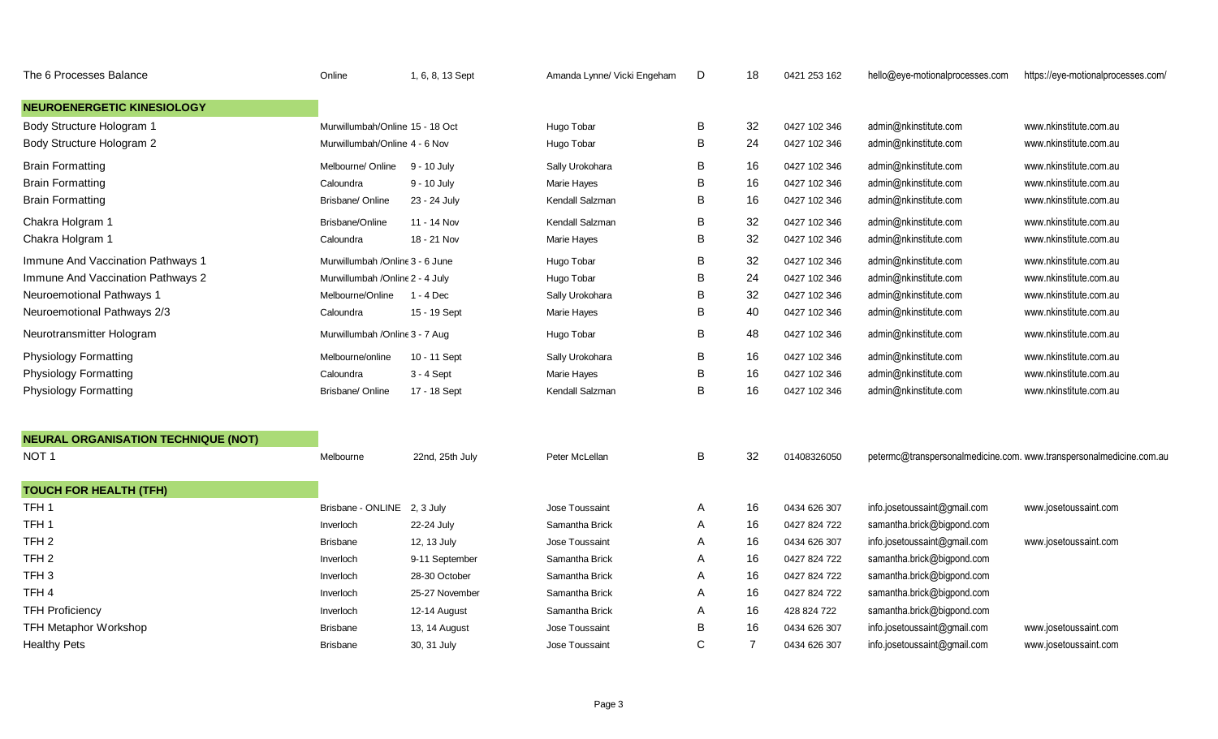| | | | | | | | | |
|---|---|---|---|---|---|---|---|---|
| The 6 Processes Balance | Online | 1, 6, 8, 13 Sept | Amanda Lynne/ Vicki Engeham | D | 18 | 0421 253 162 | hello@eye-motionalprocesses.com | https://eye-motionalprocesses.com/ |
| **NEUROENERGETIC KINESIOLOGY** | | | | | | | | |
| Body Structure Hologram 1 | Murwillumbah/Online | 15 - 18 Oct | Hugo Tobar | B | 32 | 0427 102 346 | admin@nkinstitute.com | www.nkinstitute.com.au |
| Body Structure Hologram 2 | Murwillumbah/Online | 4 - 6 Nov | Hugo Tobar | B | 24 | 0427 102 346 | admin@nkinstitute.com | www.nkinstitute.com.au |
| Brain Formatting | Melbourne/ Online | 9 - 10 July | Sally Urokohara | B | 16 | 0427 102 346 | admin@nkinstitute.com | www.nkinstitute.com.au |
| Brain Formatting | Caloundra | 9 - 10 July | Marie Hayes | B | 16 | 0427 102 346 | admin@nkinstitute.com | www.nkinstitute.com.au |
| Brain Formatting | Brisbane/ Online | 23 - 24 July | Kendall Salzman | B | 16 | 0427 102 346 | admin@nkinstitute.com | www.nkinstitute.com.au |
| Chakra Holgram 1 | Brisbane/Online | 11 - 14 Nov | Kendall Salzman | B | 32 | 0427 102 346 | admin@nkinstitute.com | www.nkinstitute.com.au |
| Chakra Holgram 1 | Caloundra | 18 - 21 Nov | Marie Hayes | B | 32 | 0427 102 346 | admin@nkinstitute.com | www.nkinstitute.com.au |
| Immune And Vaccination Pathways 1 | Murwillumbah /Online | 3 - 6 June | Hugo Tobar | B | 32 | 0427 102 346 | admin@nkinstitute.com | www.nkinstitute.com.au |
| Immune And Vaccination Pathways 2 | Murwillumbah /Online | 2 - 4 July | Hugo Tobar | B | 24 | 0427 102 346 | admin@nkinstitute.com | www.nkinstitute.com.au |
| Neuroemotional Pathways 1 | Melbourne/Online | 1 - 4 Dec | Sally Urokohara | B | 32 | 0427 102 346 | admin@nkinstitute.com | www.nkinstitute.com.au |
| Neuroemotional Pathways 2/3 | Caloundra | 15 - 19 Sept | Marie Hayes | B | 40 | 0427 102 346 | admin@nkinstitute.com | www.nkinstitute.com.au |
| Neurotransmitter Hologram | Murwillumbah /Online | 3 - 7 Aug | Hugo Tobar | B | 48 | 0427 102 346 | admin@nkinstitute.com | www.nkinstitute.com.au |
| Physiology Formatting | Melbourne/online | 10 - 11 Sept | Sally Urokohara | B | 16 | 0427 102 346 | admin@nkinstitute.com | www.nkinstitute.com.au |
| Physiology Formatting | Caloundra | 3 - 4 Sept | Marie Hayes | B | 16 | 0427 102 346 | admin@nkinstitute.com | www.nkinstitute.com.au |
| Physiology Formatting | Brisbane/ Online | 17 - 18 Sept | Kendall Salzman | B | 16 | 0427 102 346 | admin@nkinstitute.com | www.nkinstitute.com.au |
| **NEURAL ORGANISATION TECHNIQUE (NOT)** | | | | | | | | |
| NOT 1 | Melbourne | 22nd, 25th July | Peter McLellan | B | 32 | 01408326050 | petermc@transpersonalmedicine.com. | www.transpersonalmedicine.com.au |
| **TOUCH FOR HEALTH (TFH)** | | | | | | | | |
| TFH 1 | Brisbane - ONLINE | 2, 3 July | Jose Toussaint | A | 16 | 0434 626 307 | info.josetoussaint@gmail.com | www.josetoussaint.com |
| TFH 1 | Inverloch | 22-24 July | Samantha Brick | A | 16 | 0427 824 722 | samantha.brick@bigpond.com | |
| TFH 2 | Brisbane | 12, 13 July | Jose Toussaint | A | 16 | 0434 626 307 | info.josetoussaint@gmail.com | www.josetoussaint.com |
| TFH 2 | Inverloch | 9-11 September | Samantha Brick | A | 16 | 0427 824 722 | samantha.brick@bigpond.com | |
| TFH 3 | Inverloch | 28-30 October | Samantha Brick | A | 16 | 0427 824 722 | samantha.brick@bigpond.com | |
| TFH 4 | Inverloch | 25-27 November | Samantha Brick | A | 16 | 0427 824 722 | samantha.brick@bigpond.com | |
| TFH Proficiency | Inverloch | 12-14 August | Samantha Brick | A | 16 | 428 824 722 | samantha.brick@bigpond.com | |
| TFH Metaphor Workshop | Brisbane | 13, 14 August | Jose Toussaint | B | 16 | 0434 626 307 | info.josetoussaint@gmail.com | www.josetoussaint.com |
| Healthy Pets | Brisbane | 30, 31 July | Jose Toussaint | C | 7 | 0434 626 307 | info.josetoussaint@gmail.com | www.josetoussaint.com |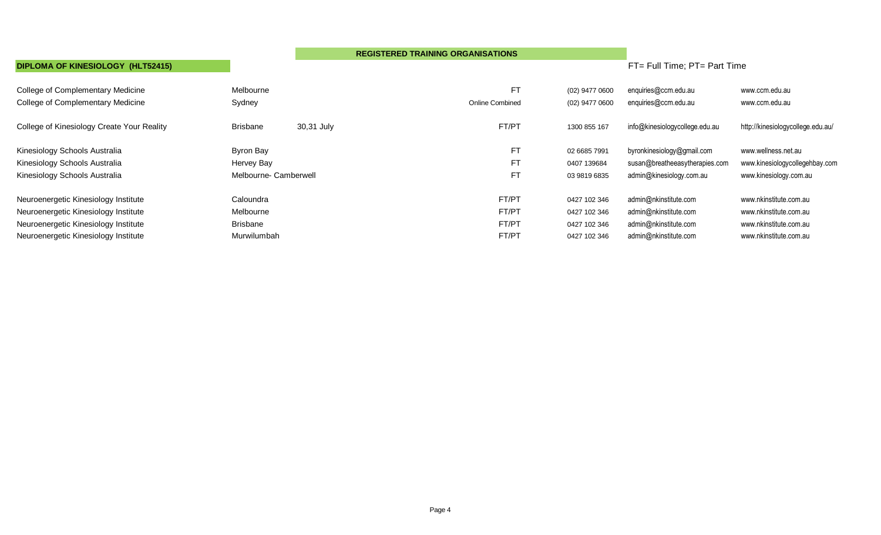**REGISTERED TRAINING ORGANISATIONS**

**DIPLOMA OF KINESIOLOGY (HLT52415)**

FT= Full Time; PT= Part Time

| | | | | | | |
|---|---|---|---|---|---|---|
| College of Complementary Medicine | Melbourne | | FT | (02) 9477 0600 | enquiries@ccm.edu.au | www.ccm.edu.au |
| College of Complementary Medicine | Sydney | | Online Combined | (02) 9477 0600 | enquiries@ccm.edu.au | www.ccm.edu.au |
| College of Kinesiology Create Your Reality | Brisbane | 30,31 July | FT/PT | 1300 855 167 | info@kinesiologycollege.edu.au | http://kinesiologycollege.edu.au/ |
| Kinesiology Schools Australia | Byron Bay | | FT | 02 6685 7991 | byronkinesiology@gmail.com | www.wellness.net.au |
| Kinesiology Schools Australia | Hervey Bay | | FT | 0407 139684 | susan@breatheeasytherapies.com | www.kinesiologycollegehbay.com |
| Kinesiology Schools Australia | Melbourne- Camberwell | | FT | 03 9819 6835 | admin@kinesiology.com.au | www.kinesiology.com.au |
| Neuroenergetic Kinesiology Institute | Caloundra | | FT/PT | 0427 102 346 | admin@nkinstitute.com | www.nkinstitute.com.au |
| Neuroenergetic Kinesiology Institute | Melbourne | | FT/PT | 0427 102 346 | admin@nkinstitute.com | www.nkinstitute.com.au |
| Neuroenergetic Kinesiology Institute | Brisbane | | FT/PT | 0427 102 346 | admin@nkinstitute.com | www.nkinstitute.com.au |
| Neuroenergetic Kinesiology Institute | Murwilumbah | | FT/PT | 0427 102 346 | admin@nkinstitute.com | www.nkinstitute.com.au |